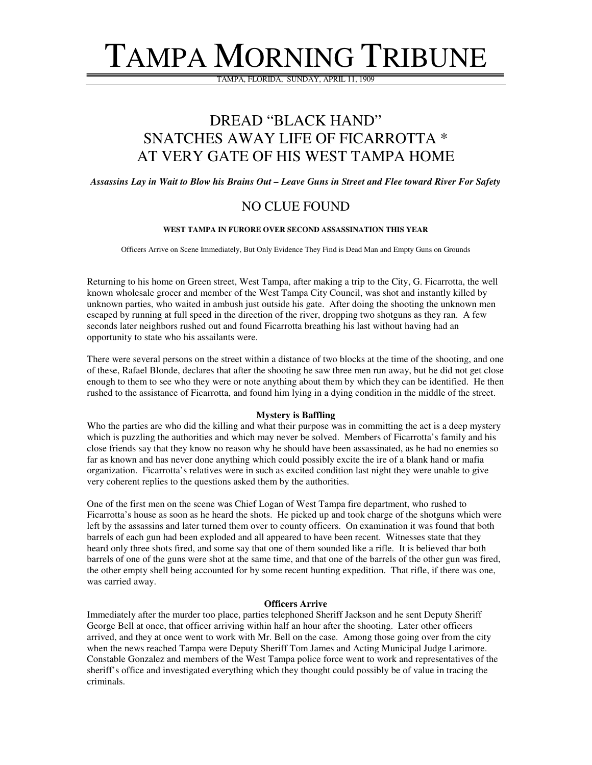# TAMPA MORNING TRIBUNE

TAMPA, FLORIDA, SUNDAY, APRIL 11, 1909

## DREAD "BLACK HAND" SNATCHES AWAY LIFE OF FICARROTTA * AT VERY GATE OF HIS WEST TAMPA HOME

***Assassins Lay in Wait to Blow his Brains Out – Leave Guns in Street and Flee toward River For Safety***

## NO CLUE FOUND

**WEST TAMPA IN FURORE OVER SECOND ASSASSINATION THIS YEAR**

Officers Arrive on Scene Immediately, But Only Evidence They Find is Dead Man and Empty Guns on Grounds

Returning to his home on Green street, West Tampa, after making a trip to the City, G. Ficarrotta, the well known wholesale grocer and member of the West Tampa City Council, was shot and instantly killed by unknown parties, who waited in ambush just outside his gate. After doing the shooting the unknown men escaped by running at full speed in the direction of the river, dropping two shotguns as they ran. A few seconds later neighbors rushed out and found Ficarrotta breathing his last without having had an opportunity to state who his assailants were.

There were several persons on the street within a distance of two blocks at the time of the shooting, and one of these, Rafael Blonde, declares that after the shooting he saw three men run away, but he did not get close enough to them to see who they were or note anything about them by which they can be identified. He then rushed to the assistance of Ficarrotta, and found him lying in a dying condition in the middle of the street.

### Mystery is Baffling

Who the parties are who did the killing and what their purpose was in committing the act is a deep mystery which is puzzling the authorities and which may never be solved. Members of Ficarrotta's family and his close friends say that they know no reason why he should have been assassinated, as he had no enemies so far as known and has never done anything which could possibly excite the ire of a blank hand or mafia organization. Ficarrotta's relatives were in such as excited condition last night they were unable to give very coherent replies to the questions asked them by the authorities.

One of the first men on the scene was Chief Logan of West Tampa fire department, who rushed to Ficarrotta's house as soon as he heard the shots. He picked up and took charge of the shotguns which were left by the assassins and later turned them over to county officers. On examination it was found that both barrels of each gun had been exploded and all appeared to have been recent. Witnesses state that they heard only three shots fired, and some say that one of them sounded like a rifle. It is believed thar both barrels of one of the guns were shot at the same time, and that one of the barrels of the other gun was fired, the other empty shell being accounted for by some recent hunting expedition. That rifle, if there was one, was carried away.

### Officers Arrive

Immediately after the murder too place, parties telephoned Sheriff Jackson and he sent Deputy Sheriff George Bell at once, that officer arriving within half an hour after the shooting. Later other officers arrived, and they at once went to work with Mr. Bell on the case. Among those going over from the city when the news reached Tampa were Deputy Sheriff Tom James and Acting Municipal Judge Larimore. Constable Gonzalez and members of the West Tampa police force went to work and representatives of the sheriff's office and investigated everything which they thought could possibly be of value in tracing the criminals.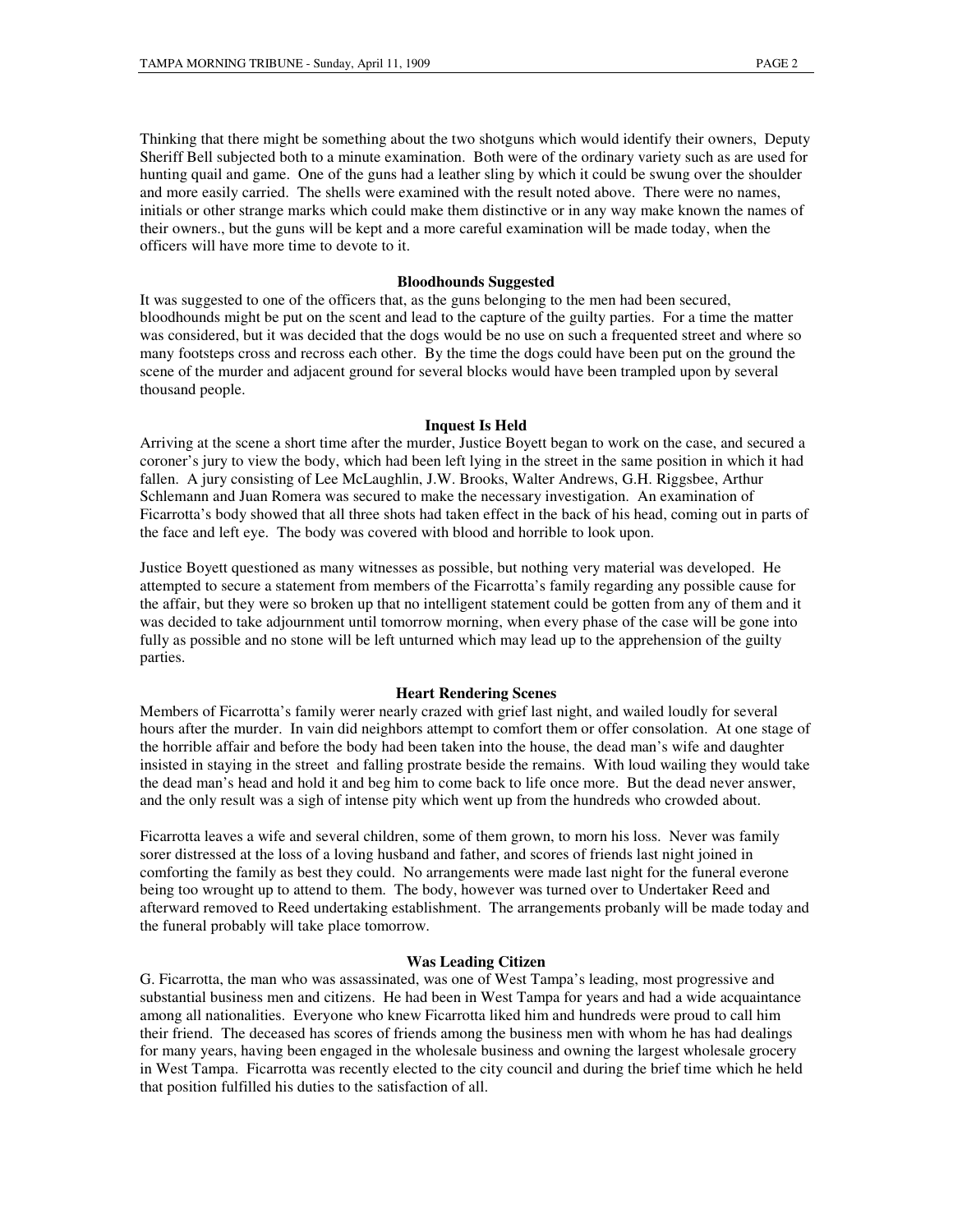Thinking that there might be something about the two shotguns which would identify their owners, Deputy Sheriff Bell subjected both to a minute examination. Both were of the ordinary variety such as are used for hunting quail and game. One of the guns had a leather sling by which it could be swung over the shoulder and more easily carried. The shells were examined with the result noted above. There were no names, initials or other strange marks which could make them distinctive or in any way make known the names of their owners., but the guns will be kept and a more careful examination will be made today, when the officers will have more time to devote to it.

### Bloodhounds Suggested

It was suggested to one of the officers that, as the guns belonging to the men had been secured, bloodhounds might be put on the scent and lead to the capture of the guilty parties. For a time the matter was considered, but it was decided that the dogs would be no use on such a frequented street and where so many footsteps cross and recross each other. By the time the dogs could have been put on the ground the scene of the murder and adjacent ground for several blocks would have been trampled upon by several thousand people.

### Inquest Is Held

Arriving at the scene a short time after the murder, Justice Boyett began to work on the case, and secured a coroner's jury to view the body, which had been left lying in the street in the same position in which it had fallen. A jury consisting of Lee McLaughlin, J.W. Brooks, Walter Andrews, G.H. Riggsbee, Arthur Schlemann and Juan Romera was secured to make the necessary investigation. An examination of Ficarrotta's body showed that all three shots had taken effect in the back of his head, coming out in parts of the face and left eye. The body was covered with blood and horrible to look upon.

Justice Boyett questioned as many witnesses as possible, but nothing very material was developed. He attempted to secure a statement from members of the Ficarrotta's family regarding any possible cause for the affair, but they were so broken up that no intelligent statement could be gotten from any of them and it was decided to take adjournment until tomorrow morning, when every phase of the case will be gone into fully as possible and no stone will be left unturned which may lead up to the apprehension of the guilty parties.

### Heart Rendering Scenes

Members of Ficarrotta's family werer nearly crazed with grief last night, and wailed loudly for several hours after the murder. In vain did neighbors attempt to comfort them or offer consolation. At one stage of the horrible affair and before the body had been taken into the house, the dead man's wife and daughter insisted in staying in the street and falling prostrate beside the remains. With loud wailing they would take the dead man's head and hold it and beg him to come back to life once more. But the dead never answer, and the only result was a sigh of intense pity which went up from the hundreds who crowded about.

Ficarrotta leaves a wife and several children, some of them grown, to morn his loss. Never was family sorer distressed at the loss of a loving husband and father, and scores of friends last night joined in comforting the family as best they could. No arrangements were made last night for the funeral everone being too wrought up to attend to them. The body, however was turned over to Undertaker Reed and afterward removed to Reed undertaking establishment. The arrangements probanly will be made today and the funeral probably will take place tomorrow.

### Was Leading Citizen

G. Ficarrotta, the man who was assassinated, was one of West Tampa's leading, most progressive and substantial business men and citizens. He had been in West Tampa for years and had a wide acquaintance among all nationalities. Everyone who knew Ficarrotta liked him and hundreds were proud to call him their friend. The deceased has scores of friends among the business men with whom he has had dealings for many years, having been engaged in the wholesale business and owning the largest wholesale grocery in West Tampa. Ficarrotta was recently elected to the city council and during the brief time which he held that position fulfilled his duties to the satisfaction of all.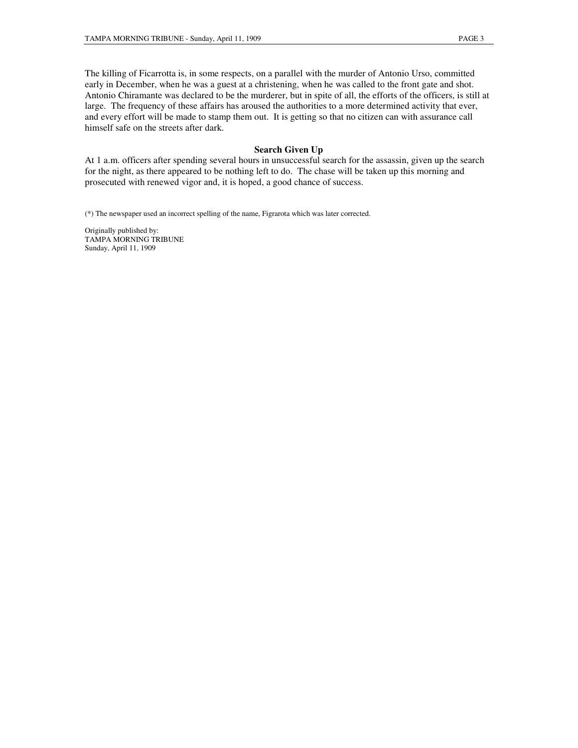The killing of Ficarrotta is, in some respects, on a parallel with the murder of Antonio Urso, committed early in December, when he was a guest at a christening, when he was called to the front gate and shot. Antonio Chiramante was declared to be the murderer, but in spite of all, the efforts of the officers, is still at large. The frequency of these affairs has aroused the authorities to a more determined activity that ever, and every effort will be made to stamp them out. It is getting so that no citizen can with assurance call himself safe on the streets after dark.

**Search Given Up**

At 1 a.m. officers after spending several hours in unsuccessful search for the assassin, given up the search for the night, as there appeared to be nothing left to do. The chase will be taken up this morning and prosecuted with renewed vigor and, it is hoped, a good chance of success.

(*) The newspaper used an incorrect spelling of the name, Figrarota which was later corrected.

Originally published by:
TAMPA MORNING TRIBUNE
Sunday, April 11, 1909